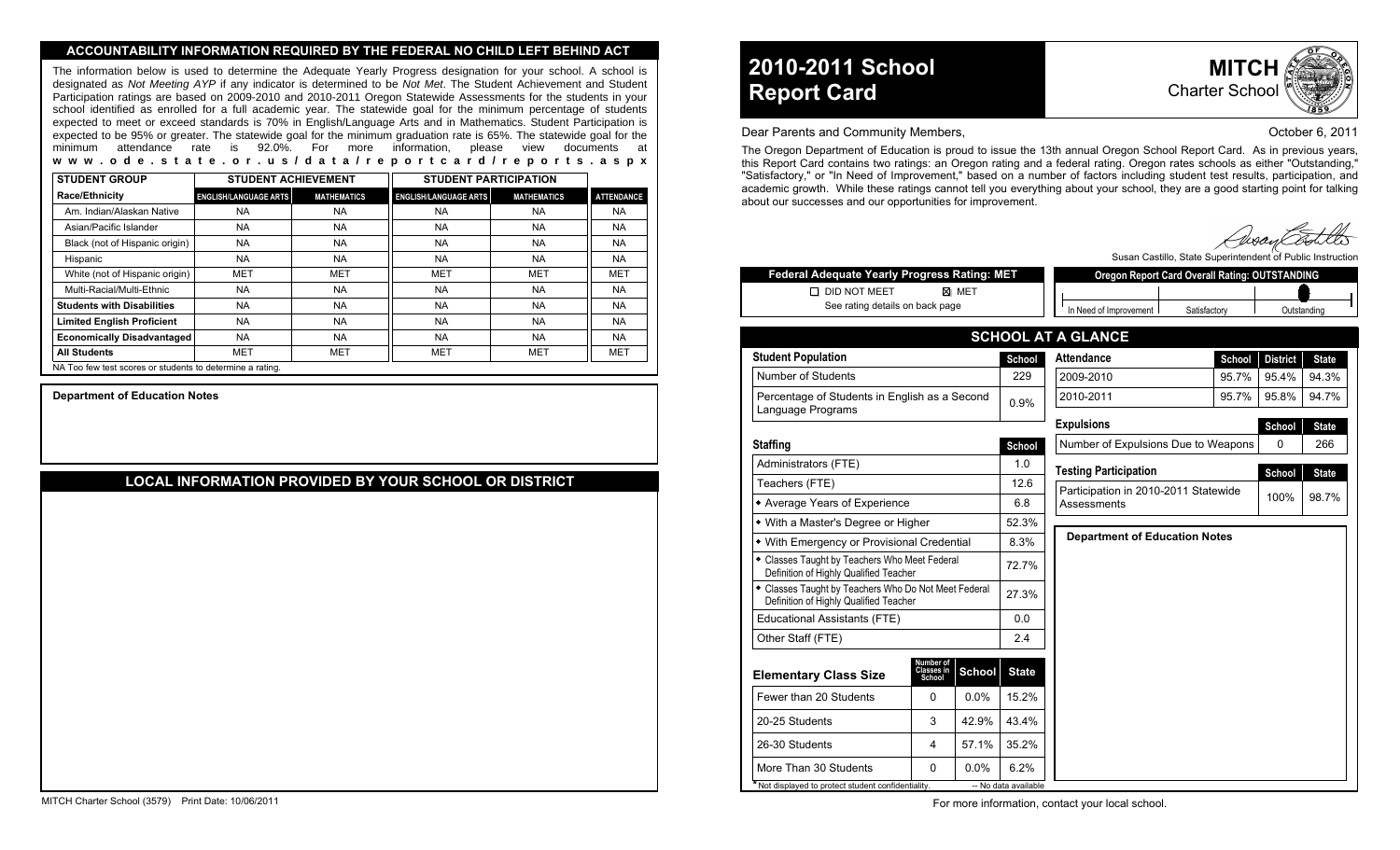## ACCOUNTABILITY INFORMATION REQUIRED BY THE FEDERAL NO CHILD LEFT BEHIND ACT

The information below is used to determine the Adequate Yearly Progress designation for your school. A school is designated as *Not Meeting AYP* if any indicator is determined to be *Not Met*. The Student Achievement and Student Participation ratings are based on 2009-2010 and 2010-2011 Oregon Statewide Assessments for the students in your school identified as enrolled for a full academic year. The statewide goal for the minimum percentage of students expected to meet or exceed standards is 70% in English/Language Arts and in Mathematics. Student Participation is expected to be 95% or greater. The statewide goal for the minimum graduation rate is 65%. The statewide goal for the minimum attendance rate is 92.0%. For more information, please view documents at **www.ode.state.or.us/data/reportcard/reports.aspx**

| STUDENT GROUP | STUDENT ACHIEVEMENT | | STUDENT PARTICIPATION | | |
|---|---|---|---|---|---|
| **Race/Ethnicity** | **ENGLISH/LANGUAGE ARTS** | **MATHEMATICS** | **ENGLISH/LANGUAGE ARTS** | **MATHEMATICS** | **ATTENDANCE** |
| Am. Indian/Alaskan Native | NA | NA | NA | NA | NA |
| Asian/Pacific Islander | NA | NA | NA | NA | NA |
| Black (not of Hispanic origin) | NA | NA | NA | NA | NA |
| Hispanic | NA | NA | NA | NA | NA |
| White (not of Hispanic origin) | MET | MET | MET | MET | MET |
| Multi-Racial/Multi-Ethnic | NA | NA | NA | NA | NA |
| **Students with Disabilities** | NA | NA | NA | NA | NA |
| **Limited English Proficient** | NA | NA | NA | NA | NA |
| **Economically Disadvantaged** | NA | NA | NA | NA | NA |
| **All Students** | MET | MET | MET | MET | MET |

NA Too few test scores or students to determine a rating.

**Department of Education Notes**

## LOCAL INFORMATION PROVIDED BY YOUR SCHOOL OR DISTRICT

MITCH Charter School (3579) Print Date: 10/06/2011

# 2010-2011 School Report Card

**MITCH** Charter School

Dear Parents and Community Members,

October 6, 2011

The Oregon Department of Education is proud to issue the 13th annual Oregon School Report Card. As in previous years, this Report Card contains two ratings: an Oregon rating and a federal rating. Oregon rates schools as either "Outstanding," "Satisfactory," or "In Need of Improvement," based on a number of factors including student test results, participation, and academic growth. While these ratings cannot tell you everything about your school, they are a good starting point for talking about our successes and our opportunities for improvement.

Susan Castillo, State Superintendent of Public Instruction

**Federal Adequate Yearly Progress Rating: MET**

☐ DID NOT MEET ☒ MET

See rating details on back page

**Oregon Report Card Overall Rating: OUTSTANDING**

In Need of Improvement | Satisfactory | Outstanding

## SCHOOL AT A GLANCE

| Student Population | School |
|---|---|
| Number of Students | 229 |
| Percentage of Students in English as a Second Language Programs | 0.9% |

| Staffing | School |
|---|---|
| Administrators (FTE) | 1.0 |
| Teachers (FTE) | 12.6 |
| ◆ Average Years of Experience | 6.8 |
| ◆ With a Master's Degree or Higher | 52.3% |
| ◆ With Emergency or Provisional Credential | 8.3% |
| ◆ Classes Taught by Teachers Who Meet Federal Definition of Highly Qualified Teacher | 72.7% |
| ◆ Classes Taught by Teachers Who Do Not Meet Federal Definition of Highly Qualified Teacher | 27.3% |
| Educational Assistants (FTE) | 0.0 |
| Other Staff (FTE) | 2.4 |

| Elementary Class Size | Number of Classes in School | School | State |
|---|---|---|---|
| Fewer than 20 Students | 0 | 0.0% | 15.2% |
| 20-25 Students | 3 | 42.9% | 43.4% |
| 26-30 Students | 4 | 57.1% | 35.2% |
| More Than 30 Students | 0 | 0.0% | 6.2% |

\* Not displayed to protect student confidentiality. -- No data available

| Attendance | School | District | State |
|---|---|---|---|
| 2009-2010 | 95.7% | 95.4% | 94.3% |
| 2010-2011 | 95.7% | 95.8% | 94.7% |

| Expulsions | School | State |
|---|---|---|
| Number of Expulsions Due to Weapons | 0 | 266 |

| Testing Participation | School | State |
|---|---|---|
| Participation in 2010-2011 Statewide Assessments | 100% | 98.7% |

**Department of Education Notes**

For more information, contact your local school.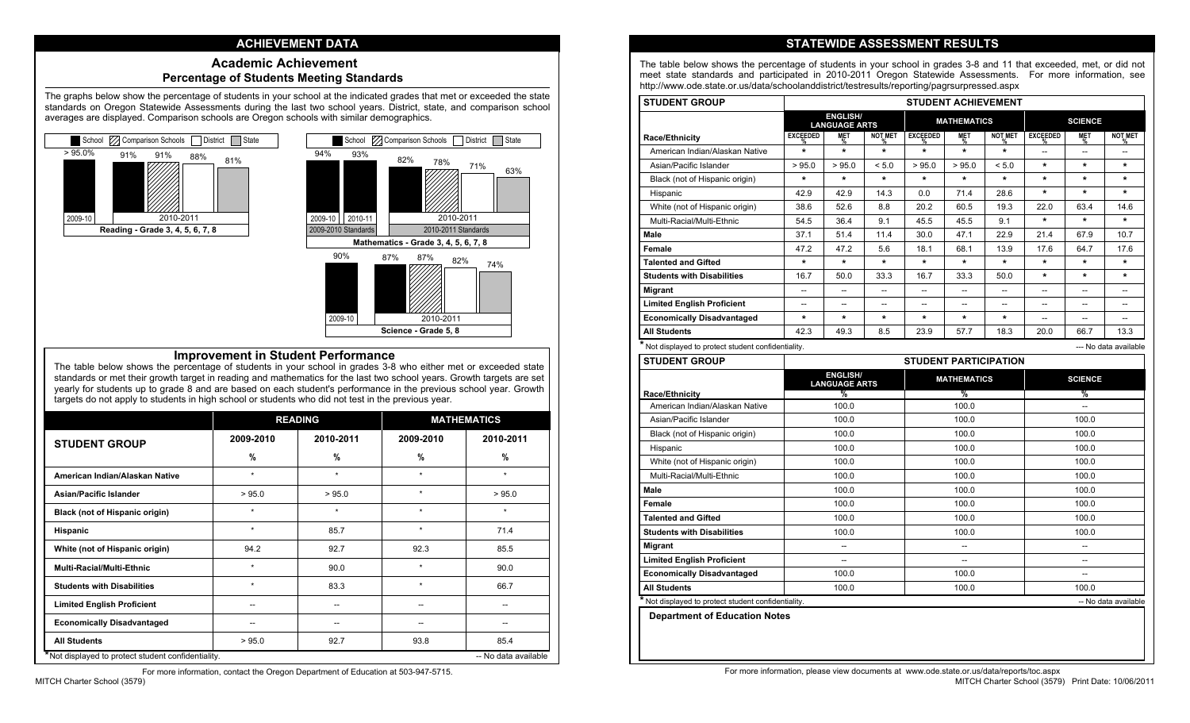# ACHIEVEMENT DATA

## Academic Achievement

### Percentage of Students Meeting Standards

The graphs below show the percentage of students in your school at the indicated grades that met or exceeded the state standards on Oregon Statewide Assessments during the last two school years. District, state, and comparison school averages are displayed. Comparison schools are Oregon schools with similar demographics.

School | Comparison Schools | District | State

> 95.0%
91%
91%
88%
81%
2009-10
2010-2011
Reading - Grade 3, 4, 5, 6, 7, 8

School | Comparison Schools | District | State

94%
93%
82%
78%
71%
63%
2009-10
2010-11
2009-2010 Standards
2010-2011
2010-2011 Standards
Mathematics - Grade 3, 4, 5, 6, 7, 8

90%
87%
87%
82%
74%
2009-10
2010-2011
Science - Grade 5, 8

## Improvement in Student Performance

The table below shows the percentage of students in your school in grades 3-8 who either met or exceeded state standards or met their growth target in reading and mathematics for the last two school years. Growth targets are set yearly for students up to grade 8 and are based on each student's performance in the previous school year. Growth targets do not apply to students in high school or students who did not test in the previous year.

| STUDENT GROUP | READING | | MATHEMATICS | |
|---|---|---|---|---|
| | 2009-2010 % | 2010-2011 % | 2009-2010 % | 2010-2011 % |
| American Indian/Alaskan Native | * | * | * | * |
| Asian/Pacific Islander | > 95.0 | > 95.0 | * | > 95.0 |
| Black (not of Hispanic origin) | * | * | * | * |
| Hispanic | * | 85.7 | * | 71.4 |
| White (not of Hispanic origin) | 94.2 | 92.7 | 92.3 | 85.5 |
| Multi-Racial/Multi-Ethnic | * | 90.0 | * | 90.0 |
| Students with Disabilities | * | 83.3 | * | 66.7 |
| Limited English Proficient | -- | -- | -- | -- |
| Economically Disadvantaged | -- | -- | -- | -- |
| All Students | > 95.0 | 92.7 | 93.8 | 85.4 |

* Not displayed to protect student confidentiality. -- No data available

For more information, contact the Oregon Department of Education at 503-947-5715.

# STATEWIDE ASSESSMENT RESULTS

The table below shows the percentage of students in your school in grades 3-8 and 11 that exceeded, met, or did not meet state standards and participated in 2010-2011 Oregon Statewide Assessments. For more information, see http://www.ode.state.or.us/data/schoolanddistrict/testresults/reporting/pagrsurpressed.aspx

| STUDENT GROUP | STUDENT ACHIEVEMENT | | | | | | | | |
|---|---|---|---|---|---|---|---|---|---|
| | ENGLISH/ LANGUAGE ARTS | | | MATHEMATICS | | | SCIENCE | | |
| Race/Ethnicity | EXCEEDED % | MET % | NOT MET % | EXCEEDED % | MET % | NOT MET % | EXCEEDED % | MET % | NOT MET % |
| American Indian/Alaskan Native | * | * | * | * | * | * | -- | -- | -- |
| Asian/Pacific Islander | > 95.0 | > 95.0 | < 5.0 | > 95.0 | > 95.0 | < 5.0 | * | * | * |
| Black (not of Hispanic origin) | * | * | * | * | * | * | * | * | * |
| Hispanic | 42.9 | 42.9 | 14.3 | 0.0 | 71.4 | 28.6 | * | * | * |
| White (not of Hispanic origin) | 38.6 | 52.6 | 8.8 | 20.2 | 60.5 | 19.3 | 22.0 | 63.4 | 14.6 |
| Multi-Racial/Multi-Ethnic | 54.5 | 36.4 | 9.1 | 45.5 | 45.5 | 9.1 | * | * | * |
| Male | 37.1 | 51.4 | 11.4 | 30.0 | 47.1 | 22.9 | 21.4 | 67.9 | 10.7 |
| Female | 47.2 | 47.2 | 5.6 | 18.1 | 68.1 | 13.9 | 17.6 | 64.7 | 17.6 |
| Talented and Gifted | * | * | * | * | * | * | * | * | * |
| Students with Disabilities | 16.7 | 50.0 | 33.3 | 16.7 | 33.3 | 50.0 | * | * | * |
| Migrant | -- | -- | -- | -- | -- | -- | -- | -- | -- |
| Limited English Proficient | -- | -- | -- | -- | -- | -- | -- | -- | -- |
| Economically Disadvantaged | * | * | * | * | * | * | -- | -- | -- |
| All Students | 42.3 | 49.3 | 8.5 | 23.9 | 57.7 | 18.3 | 20.0 | 66.7 | 13.3 |

* Not displayed to protect student confidentiality. --- No data available

| STUDENT GROUP | STUDENT PARTICIPATION | | |
|---|---|---|---|
| | ENGLISH/ LANGUAGE ARTS | MATHEMATICS | SCIENCE |
| Race/Ethnicity | % | % | % |
| American Indian/Alaskan Native | 100.0 | 100.0 | -- |
| Asian/Pacific Islander | 100.0 | 100.0 | 100.0 |
| Black (not of Hispanic origin) | 100.0 | 100.0 | 100.0 |
| Hispanic | 100.0 | 100.0 | 100.0 |
| White (not of Hispanic origin) | 100.0 | 100.0 | 100.0 |
| Multi-Racial/Multi-Ethnic | 100.0 | 100.0 | 100.0 |
| Male | 100.0 | 100.0 | 100.0 |
| Female | 100.0 | 100.0 | 100.0 |
| Talented and Gifted | 100.0 | 100.0 | 100.0 |
| Students with Disabilities | 100.0 | 100.0 | 100.0 |
| Migrant | -- | -- | -- |
| Limited English Proficient | -- | -- | -- |
| Economically Disadvantaged | 100.0 | 100.0 | -- |
| All Students | 100.0 | 100.0 | 100.0 |

* Not displayed to protect student confidentiality. -- No data available

**Department of Education Notes**

For more information, please view documents at www.ode.state.or.us/data/reports/toc.aspx